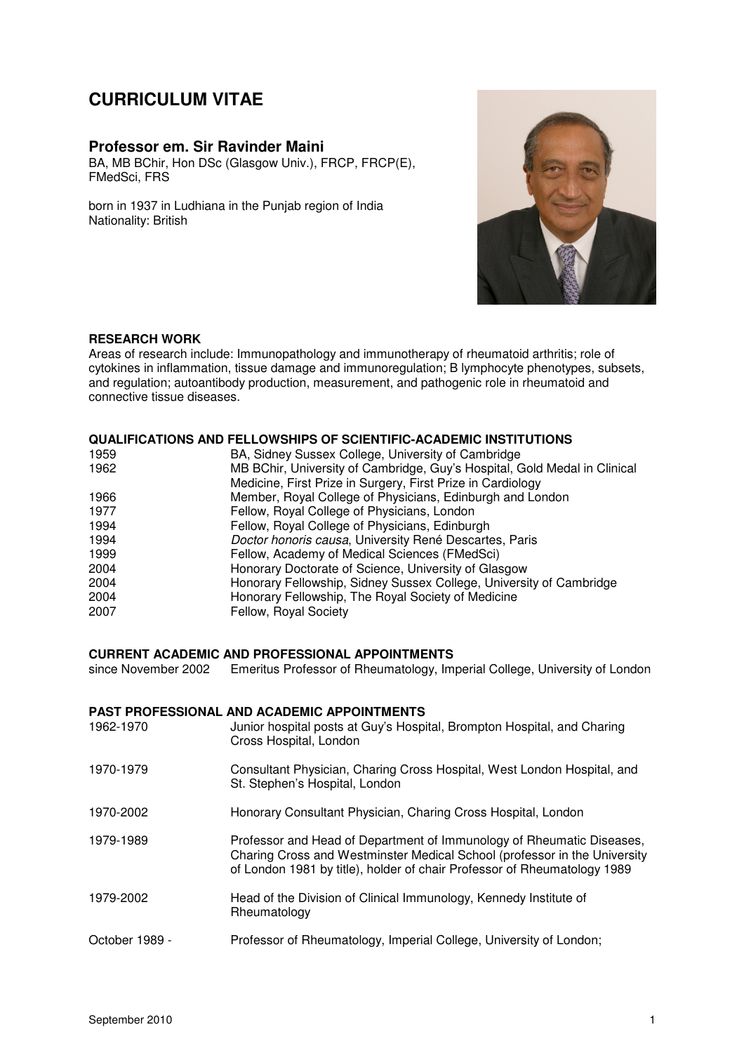# CURRICULUM VITAE

## Professor em. Sir Ravinder Maini

BA, MB BChir, Hon DSc (Glasgow Univ.), FRCP, FRCP(E), FMedSci, FRS

born in 1937 in Ludhiana in the Punjab region of India
Nationality: British

### RESEARCH WORK

Areas of research include: Immunopathology and immunotherapy of rheumatoid arthritis; role of cytokines in inflammation, tissue damage and immunoregulation; B lymphocyte phenotypes, subsets, and regulation; autoantibody production, measurement, and pathogenic role in rheumatoid and connective tissue diseases.

### QUALIFICATIONS AND FELLOWSHIPS OF SCIENTIFIC-ACADEMIC INSTITUTIONS

| | |
|---|---|
| 1959 | BA, Sidney Sussex College, University of Cambridge |
| 1962 | MB BChir, University of Cambridge, Guy's Hospital, Gold Medal in Clinical Medicine, First Prize in Surgery, First Prize in Cardiology |
| 1966 | Member, Royal College of Physicians, Edinburgh and London |
| 1977 | Fellow, Royal College of Physicians, London |
| 1994 | Fellow, Royal College of Physicians, Edinburgh |
| 1994 | *Doctor honoris causa*, University René Descartes, Paris |
| 1999 | Fellow, Academy of Medical Sciences (FMedSci) |
| 2004 | Honorary Doctorate of Science, University of Glasgow |
| 2004 | Honorary Fellowship, Sidney Sussex College, University of Cambridge |
| 2004 | Honorary Fellowship, The Royal Society of Medicine |
| 2007 | Fellow, Royal Society |

### CURRENT ACADEMIC AND PROFESSIONAL APPOINTMENTS

| | |
|---|---|
| since November 2002 | Emeritus Professor of Rheumatology, Imperial College, University of London |

### PAST PROFESSIONAL AND ACADEMIC APPOINTMENTS

| | |
|---|---|
| 1962-1970 | Junior hospital posts at Guy's Hospital, Brompton Hospital, and Charing Cross Hospital, London |
| 1970-1979 | Consultant Physician, Charing Cross Hospital, West London Hospital, and St. Stephen's Hospital, London |
| 1970-2002 | Honorary Consultant Physician, Charing Cross Hospital, London |
| 1979-1989 | Professor and Head of Department of Immunology of Rheumatic Diseases, Charing Cross and Westminster Medical School (professor in the University of London 1981 by title), holder of chair Professor of Rheumatology 1989 |
| 1979-2002 | Head of the Division of Clinical Immunology, Kennedy Institute of Rheumatology |
| October 1989 - | Professor of Rheumatology, Imperial College, University of London; |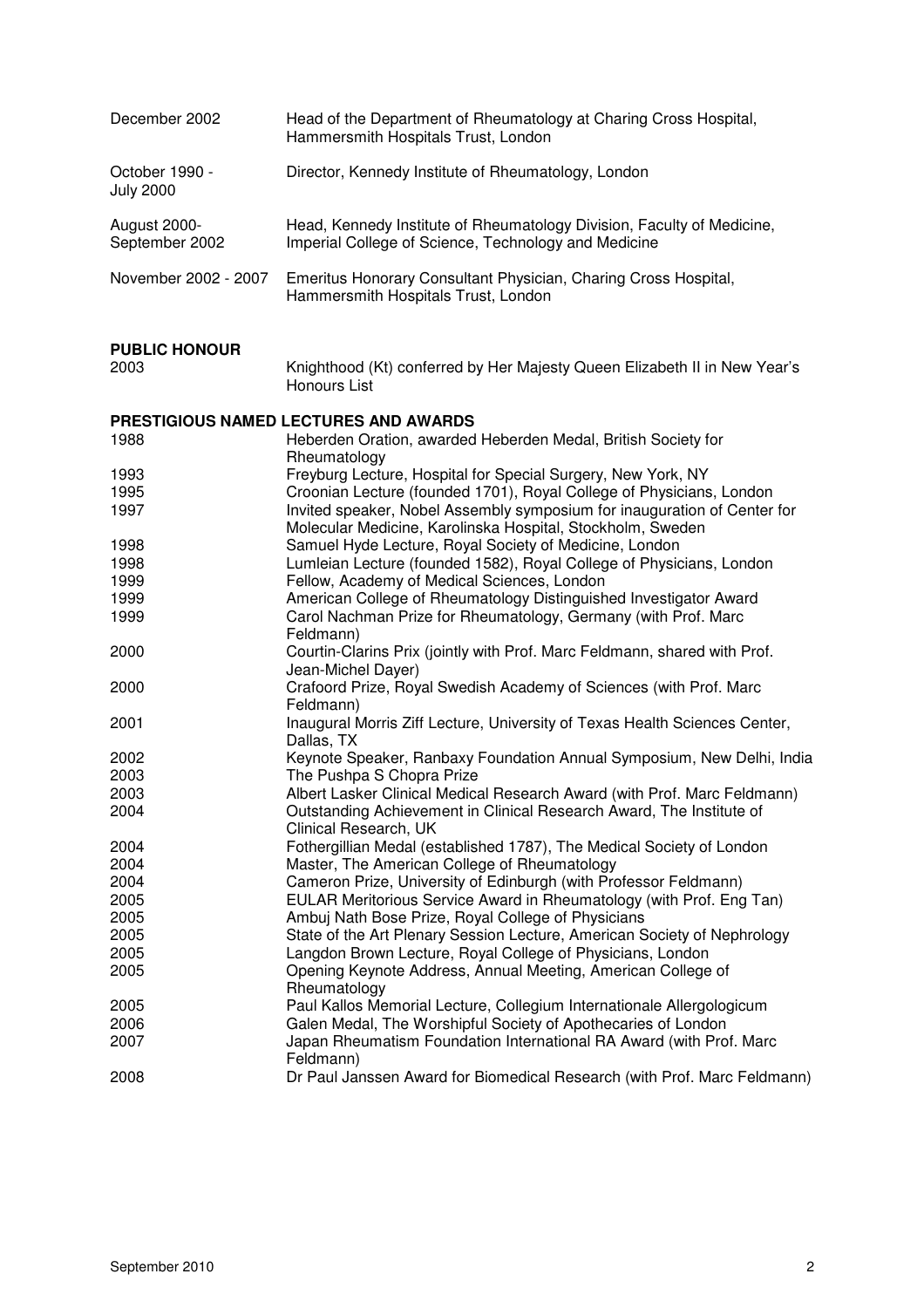| | |
|---|---|
| December 2002 | Head of the Department of Rheumatology at Charing Cross Hospital, Hammersmith Hospitals Trust, London |
| October 1990 - July 2000 | Director, Kennedy Institute of Rheumatology, London |
| August 2000- September 2002 | Head, Kennedy Institute of Rheumatology Division, Faculty of Medicine, Imperial College of Science, Technology and Medicine |
| November 2002 - 2007 | Emeritus Honorary Consultant Physician, Charing Cross Hospital, Hammersmith Hospitals Trust, London |

**PUBLIC HONOUR**

| | |
|---|---|
| 2003 | Knighthood (Kt) conferred by Her Majesty Queen Elizabeth II in New Year's Honours List |

**PRESTIGIOUS NAMED LECTURES AND AWARDS**

| | |
|---|---|
| 1988 | Heberden Oration, awarded Heberden Medal, British Society for Rheumatology |
| 1993 | Freyburg Lecture, Hospital for Special Surgery, New York, NY |
| 1995 | Croonian Lecture (founded 1701), Royal College of Physicians, London |
| 1997 | Invited speaker, Nobel Assembly symposium for inauguration of Center for Molecular Medicine, Karolinska Hospital, Stockholm, Sweden |
| 1998 | Samuel Hyde Lecture, Royal Society of Medicine, London |
| 1998 | Lumleian Lecture (founded 1582), Royal College of Physicians, London |
| 1999 | Fellow, Academy of Medical Sciences, London |
| 1999 | American College of Rheumatology Distinguished Investigator Award |
| 1999 | Carol Nachman Prize for Rheumatology, Germany (with Prof. Marc Feldmann) |
| 2000 | Courtin-Clarins Prix (jointly with Prof. Marc Feldmann, shared with Prof. Jean-Michel Dayer) |
| 2000 | Crafoord Prize, Royal Swedish Academy of Sciences (with Prof. Marc Feldmann) |
| 2001 | Inaugural Morris Ziff Lecture, University of Texas Health Sciences Center, Dallas, TX |
| 2002 | Keynote Speaker, Ranbaxy Foundation Annual Symposium, New Delhi, India |
| 2003 | The Pushpa S Chopra Prize |
| 2003 | Albert Lasker Clinical Medical Research Award (with Prof. Marc Feldmann) |
| 2004 | Outstanding Achievement in Clinical Research Award, The Institute of Clinical Research, UK |
| 2004 | Fothergillian Medal (established 1787), The Medical Society of London |
| 2004 | Master, The American College of Rheumatology |
| 2004 | Cameron Prize, University of Edinburgh (with Professor Feldmann) |
| 2005 | EULAR Meritorious Service Award in Rheumatology (with Prof. Eng Tan) |
| 2005 | Ambuj Nath Bose Prize, Royal College of Physicians |
| 2005 | State of the Art Plenary Session Lecture, American Society of Nephrology |
| 2005 | Langdon Brown Lecture, Royal College of Physicians, London |
| 2005 | Opening Keynote Address, Annual Meeting, American College of Rheumatology |
| 2005 | Paul Kallos Memorial Lecture, Collegium Internationale Allergologicum |
| 2006 | Galen Medal, The Worshipful Society of Apothecaries of London |
| 2007 | Japan Rheumatism Foundation International RA Award (with Prof. Marc Feldmann) |
| 2008 | Dr Paul Janssen Award for Biomedical Research (with Prof. Marc Feldmann) |